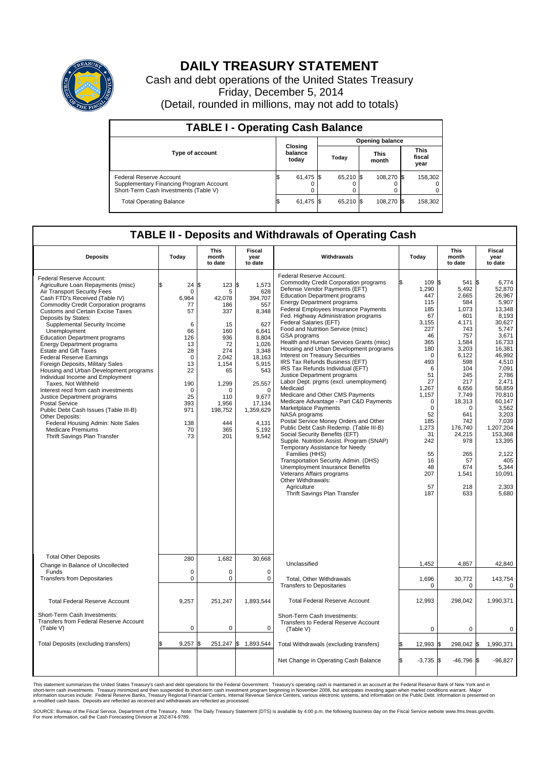# DAILY TREASURY STATEMENT

Cash and debt operations of the United States Treasury

Friday, December 5, 2014

(Detail, rounded in millions, may not add to totals)

## TABLE I - Operating Cash Balance

| Type of account | Closing balance today | Opening balance Today | Opening balance This month | Opening balance This fiscal year |
|---|---|---|---|---|
| Federal Reserve Account | $ 61,475 | $ 65,210 | $ 108,270 | $ 158,302 |
| Supplementary Financing Program Account | 0 | 0 | 0 | 0 |
| Short-Term Cash Investments (Table V) | 0 | 0 | 0 | 0 |
| Total Operating Balance | $ 61,475 | $ 65,210 | $ 108,270 | $ 158,302 |

## TABLE II - Deposits and Withdrawals of Operating Cash

| Deposits | Today | This month to date | Fiscal year to date |
|---|---|---|---|
| Federal Reserve Account: | | | |
| Agriculture Loan Repayments (misc) | $ 24 | $ 123 | $ 1,573 |
| Air Transport Security Fees | 0 | 5 | 628 |
| Cash FTD's Received (Table IV) | 6,964 | 42,078 | 394,707 |
| Commodity Credit Corporation programs | 77 | 186 | 557 |
| Customs and Certain Excise Taxes | 57 | 337 | 8,348 |
| Deposits by States: | | | |
| Supplemental Security Income | 6 | 15 | 627 |
| Unemployment | 66 | 160 | 6,641 |
| Education Department programs | 126 | 936 | 8,804 |
| Energy Department programs | 13 | 72 | 1,026 |
| Estate and Gift Taxes | 28 | 274 | 3,348 |
| Federal Reserve Earnings | 0 | 2,042 | 18,163 |
| Foreign Deposits, Military Sales | 13 | 1,154 | 5,915 |
| Housing and Urban Development programs | 22 | 65 | 543 |
| Individual Income and Employment Taxes, Not Withheld | 190 | 1,299 | 25,557 |
| Interest recd from cash investments | 0 | 0 | 0 |
| Justice Department programs | 25 | 110 | 9,677 |
| Postal Service | 393 | 1,956 | 17,134 |
| Public Debt Cash Issues (Table III-B) | 971 | 198,752 | 1,359,629 |
| Other Deposits: | | | |
| Federal Housing Admin: Note Sales | 138 | 444 | 4,131 |
| Medicare Premiums | 70 | 365 | 5,192 |
| Thrift Savings Plan Transfer | 73 | 201 | 9,542 |
| Total Other Deposits | 280 | 1,682 | 30,668 |
| Change in Balance of Uncollected Funds | 0 | 0 | 0 |
| Transfers from Depositaries | 0 | 0 | 0 |
| Total Federal Reserve Account | 9,257 | 251,247 | 1,893,544 |
| Short-Term Cash Investments: Transfers from Federal Reserve Account (Table V) | 0 | 0 | 0 |
| Total Deposits (excluding transfers) | $ 9,257 | $ 251,247 | $ 1,893,544 |

| Withdrawals | Today | This month to date | Fiscal year to date |
|---|---|---|---|
| Federal Reserve Account: | | | |
| Commodity Credit Corporation programs | $ 109 | $ 541 | $ 6,774 |
| Defense Vendor Payments (EFT) | 1,290 | 5,492 | 52,870 |
| Education Department programs | 447 | 2,665 | 26,967 |
| Energy Department programs | 115 | 584 | 5,907 |
| Federal Employees Insurance Payments | 185 | 1,073 | 13,348 |
| Fed. Highway Administration programs | 67 | 601 | 8,193 |
| Federal Salaries (EFT) | 3,155 | 4,171 | 30,627 |
| Food and Nutrition Service (misc) | 227 | 743 | 5,747 |
| GSA programs | 46 | 757 | 3,671 |
| Health and Human Services Grants (misc) | 365 | 1,584 | 16,733 |
| Housing and Urban Development programs | 180 | 3,203 | 16,381 |
| Interest on Treasury Securities | 0 | 6,122 | 46,992 |
| IRS Tax Refunds Business (EFT) | 493 | 598 | 4,510 |
| IRS Tax Refunds Individual (EFT) | 6 | 104 | 7,091 |
| Justice Department programs | 51 | 245 | 2,786 |
| Labor Dept. prgms (excl. unemployment) | 27 | 217 | 2,471 |
| Medicaid | 1,267 | 6,656 | 58,859 |
| Medicare and Other CMS Payments | 1,157 | 7,749 | 70,810 |
| Medicare Advantage - Part C&D Payments | 0 | 18,313 | 60,147 |
| Marketplace Payments | 0 | 0 | 3,562 |
| NASA programs | 52 | 641 | 3,203 |
| Postal Service Money Orders and Other | 185 | 742 | 7,039 |
| Public Debt Cash Redemp. (Table III-B) | 1,273 | 176,740 | 1,207,204 |
| Social Security Benefits (EFT) | 31 | 24,215 | 153,368 |
| Supple. Nutrition Assist. Program (SNAP) | 242 | 978 | 13,395 |
| Temporary Assistance for Needy Families (HHS) | 55 | 265 | 2,122 |
| Transportation Security Admin. (DHS) | 16 | 57 | 405 |
| Unemployment Insurance Benefits | 48 | 674 | 5,344 |
| Veterans Affairs programs | 207 | 1,541 | 10,091 |
| Other Withdrawals: | | | |
| Agriculture | 57 | 218 | 2,303 |
| Thrift Savings Plan Transfer | 187 | 633 | 5,680 |
| Unclassified | 1,452 | 4,857 | 42,840 |
| Total, Other Withdrawals | 1,696 | 30,772 | 143,754 |
| Transfers to Depositaries | 0 | 0 | 0 |
| Total Federal Reserve Account | 12,993 | 298,042 | 1,990,371 |
| Short-Term Cash Investments: Transfers to Federal Reserve Account (Table V) | 0 | 0 | 0 |
| Total Withdrawals (excluding transfers) | $ 12,993 | $ 298,042 | $ 1,990,371 |
| Net Change in Operating Cash Balance | $ -3,735 | $ -46,796 | $ -96,827 |

This statement summarizes the United States Treasury's cash and debt operations for the Federal Government. Treasury's operating cash is maintained in an account at the Federal Reserve Bank of New York and in short-term cash investments. Treasury minimized and then suspended its short-term cash investment program beginning in November 2008, but anticipates investing again when market conditions warrant. Major information sources include: Federal Reserve Banks, Treasury Regional Financial Centers, Internal Revenue Service Centers, various electronic systems, and information on the Public Debt. Information is presented on a modified cash basis. Deposits are reflected as received and withdrawals are reflected as processed.

SOURCE: Bureau of the Fiscal Service, Department of the Treasury. Note: The Daily Treasury Statement (DTS) is available by 4:00 p.m. the following business day on the Fiscal Service website www.fms.treas.gov/dts. For more information, call the Cash Forecasting Division at 202-874-9789.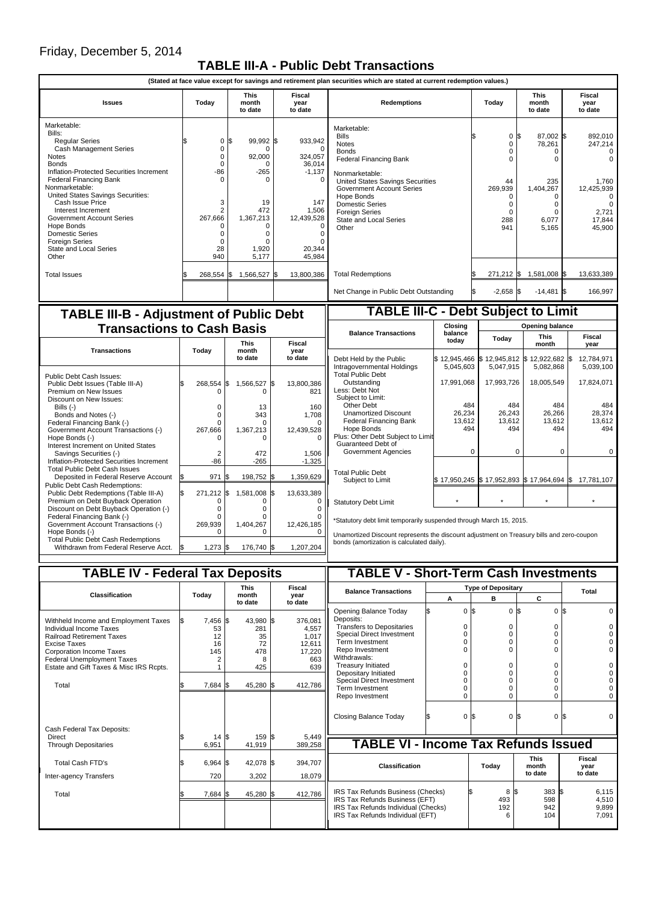Friday, December 5, 2014

# TABLE III-A - Public Debt Transactions

(Stated at face value except for savings and retirement plan securities which are stated at current redemption values.)

| Issues | Today | This month to date | Fiscal year to date |
|---|---|---|---|
| Marketable: | | | |
| Bills: | | | |
| Regular Series | $ 0 | $ 99,992 | $ 933,942 |
| Cash Management Series | 0 | 0 | 0 |
| Notes | 0 | 92,000 | 324,057 |
| Bonds | 0 | 0 | 36,014 |
| Inflation-Protected Securities Increment | -86 | -265 | -1,137 |
| Federal Financing Bank | 0 | 0 | 0 |
| Nonmarketable: | | | |
| United States Savings Securities: | | | |
| Cash Issue Price | 3 | 19 | 147 |
| Interest Increment | 2 | 472 | 1,506 |
| Government Account Series | 267,666 | 1,367,213 | 12,439,528 |
| Hope Bonds | 0 | 0 | 0 |
| Domestic Series | 0 | 0 | 0 |
| Foreign Series | 0 | 0 | 0 |
| State and Local Series | 28 | 1,920 | 20,344 |
| Other | 940 | 5,177 | 45,984 |
| Total Issues | $ 268,554 | $ 1,566,527 | $ 13,800,386 |

| Redemptions | Today | This month to date | Fiscal year to date |
|---|---|---|---|
| Marketable: | | | |
| Bills | $ 0 | $ 87,002 | $ 892,010 |
| Notes | 0 | 78,261 | 247,214 |
| Bonds | 0 | 0 | 0 |
| Federal Financing Bank | 0 | 0 | 0 |
| Nonmarketable: | | | |
| United States Savings Securities | 44 | 235 | 1,760 |
| Government Account Series | 269,939 | 1,404,267 | 12,425,939 |
| Hope Bonds | 0 | 0 | 0 |
| Domestic Series | 0 | 0 | 0 |
| Foreign Series | 0 | 0 | 2,721 |
| State and Local Series | 288 | 6,077 | 17,844 |
| Other | 941 | 5,165 | 45,900 |
| Total Redemptions | $ 271,212 | $ 1,581,008 | $ 13,633,389 |
| Net Change in Public Debt Outstanding | $ -2,658 | $ -14,481 | $ 166,997 |

# TABLE III-B - Adjustment of Public Debt Transactions to Cash Basis

| Transactions | Today | This month to date | Fiscal year to date |
|---|---|---|---|
| Public Debt Cash Issues: | | | |
| Public Debt Issues (Table III-A) | $ 268,554 | $ 1,566,527 | $ 13,800,386 |
| Premium on New Issues | 0 | 0 | 821 |
| Discount on New Issues: | | | |
| Bills (-) | 0 | 13 | 160 |
| Bonds and Notes (-) | 0 | 343 | 1,708 |
| Federal Financing Bank (-) | 0 | 0 | 0 |
| Government Account Transactions (-) | 267,666 | 1,367,213 | 12,439,528 |
| Hope Bonds (-) | 0 | 0 | 0 |
| Interest Increment on United States Savings Securities (-) | 2 | 472 | 1,506 |
| Inflation-Protected Securities Increment | -86 | -265 | -1,325 |
| Total Public Debt Cash Issues Deposited in Federal Reserve Account | $ 971 | $ 198,752 | $ 1,359,629 |
| Public Debt Cash Redemptions: | | | |
| Public Debt Redemptions (Table III-A) | $ 271,212 | $ 1,581,008 | $ 13,633,389 |
| Premium on Debt Buyback Operation | 0 | 0 | 0 |
| Discount on Debt Buyback Operation (-) | 0 | 0 | 0 |
| Federal Financing Bank (-) | 0 | 0 | 0 |
| Government Account Transactions (-) | 269,939 | 1,404,267 | 12,426,185 |
| Hope Bonds (-) | 0 | 0 | 0 |
| Total Public Debt Cash Redemptions Withdrawn from Federal Reserve Acct. | $ 1,273 | $ 176,740 | $ 1,207,204 |

# TABLE III-C - Debt Subject to Limit

| Balance Transactions | Closing balance today | Opening balance Today | Opening balance This month | Opening balance Fiscal year |
|---|---|---|---|---|
| Debt Held by the Public | $ 12,945,466 | $ 12,945,812 | $ 12,922,682 | $ 12,784,971 |
| Intragovernmental Holdings | 5,045,603 | 5,047,915 | 5,082,868 | 5,039,100 |
| Total Public Debt Outstanding | 17,991,068 | 17,993,726 | 18,005,549 | 17,824,071 |
| Less: Debt Not Subject to Limit: | | | | |
| Other Debt | 484 | 484 | 484 | 484 |
| Unamortized Discount | 26,234 | 26,243 | 26,266 | 28,374 |
| Federal Financing Bank | 13,612 | 13,612 | 13,612 | 13,612 |
| Hope Bonds | 494 | 494 | 494 | 494 |
| Plus: Other Debt Subject to Limit | | | | |
| Guaranteed Debt of Government Agencies | 0 | 0 | 0 | 0 |
| Total Public Debt Subject to Limit | $ 17,950,245 | $ 17,952,893 | $ 17,964,694 | $ 17,781,107 |
| Statutory Debt Limit | * | * | * | * |

*Statutory debt limit temporarily suspended through March 15, 2015.

Unamortized Discount represents the discount adjustment on Treasury bills and zero-coupon bonds (amortization is calculated daily).

# TABLE IV - Federal Tax Deposits

| Classification | Today | This month to date | Fiscal year to date |
|---|---|---|---|
| Withheld Income and Employment Taxes | $ 7,456 | $ 43,980 | $ 376,081 |
| Individual Income Taxes | 53 | 281 | 4,557 |
| Railroad Retirement Taxes | 12 | 35 | 1,017 |
| Excise Taxes | 16 | 72 | 12,611 |
| Corporation Income Taxes | 145 | 478 | 17,220 |
| Federal Unemployment Taxes | 2 | 8 | 663 |
| Estate and Gift Taxes & Misc IRS Rcpts. | 1 | 425 | 639 |
| Total | $ 7,684 | $ 45,280 | $ 412,786 |
| Cash Federal Tax Deposits: | | | |
| Direct | $ 14 | $ 159 | $ 5,449 |
| Through Depositaries | 6,951 | 41,919 | 389,258 |
| Total Cash FTD's | $ 6,964 | $ 42,078 | $ 394,707 |
| Inter-agency Transfers | 720 | 3,202 | 18,079 |
| Total | $ 7,684 | $ 45,280 | $ 412,786 |

# TABLE V - Short-Term Cash Investments

| Balance Transactions | Type of Depositary A | Type of Depositary B | Type of Depositary C | Total |
|---|---|---|---|---|
| Opening Balance Today | $ 0 | $ 0 | $ 0 | $ 0 |
| Deposits: | | | | |
| Transfers to Depositaries | 0 | 0 | 0 | 0 |
| Special Direct Investment | 0 | 0 | 0 | 0 |
| Term Investment | 0 | 0 | 0 | 0 |
| Repo Investment | 0 | 0 | 0 | 0 |
| Withdrawals: | | | | |
| Treasury Initiated | 0 | 0 | 0 | 0 |
| Depositary Initiated | 0 | 0 | 0 | 0 |
| Special Direct Investment | 0 | 0 | 0 | 0 |
| Term Investment | 0 | 0 | 0 | 0 |
| Repo Investment | 0 | 0 | 0 | 0 |
| Closing Balance Today | $ 0 | $ 0 | $ 0 | $ 0 |

# TABLE VI - Income Tax Refunds Issued

| Classification | Today | This month to date | Fiscal year to date |
|---|---|---|---|
| IRS Tax Refunds Business (Checks) | $ 8 | $ 383 | $ 6,115 |
| IRS Tax Refunds Business (EFT) | 493 | 598 | 4,510 |
| IRS Tax Refunds Individual (Checks) | 192 | 942 | 9,899 |
| IRS Tax Refunds Individual (EFT) | 6 | 104 | 7,091 |